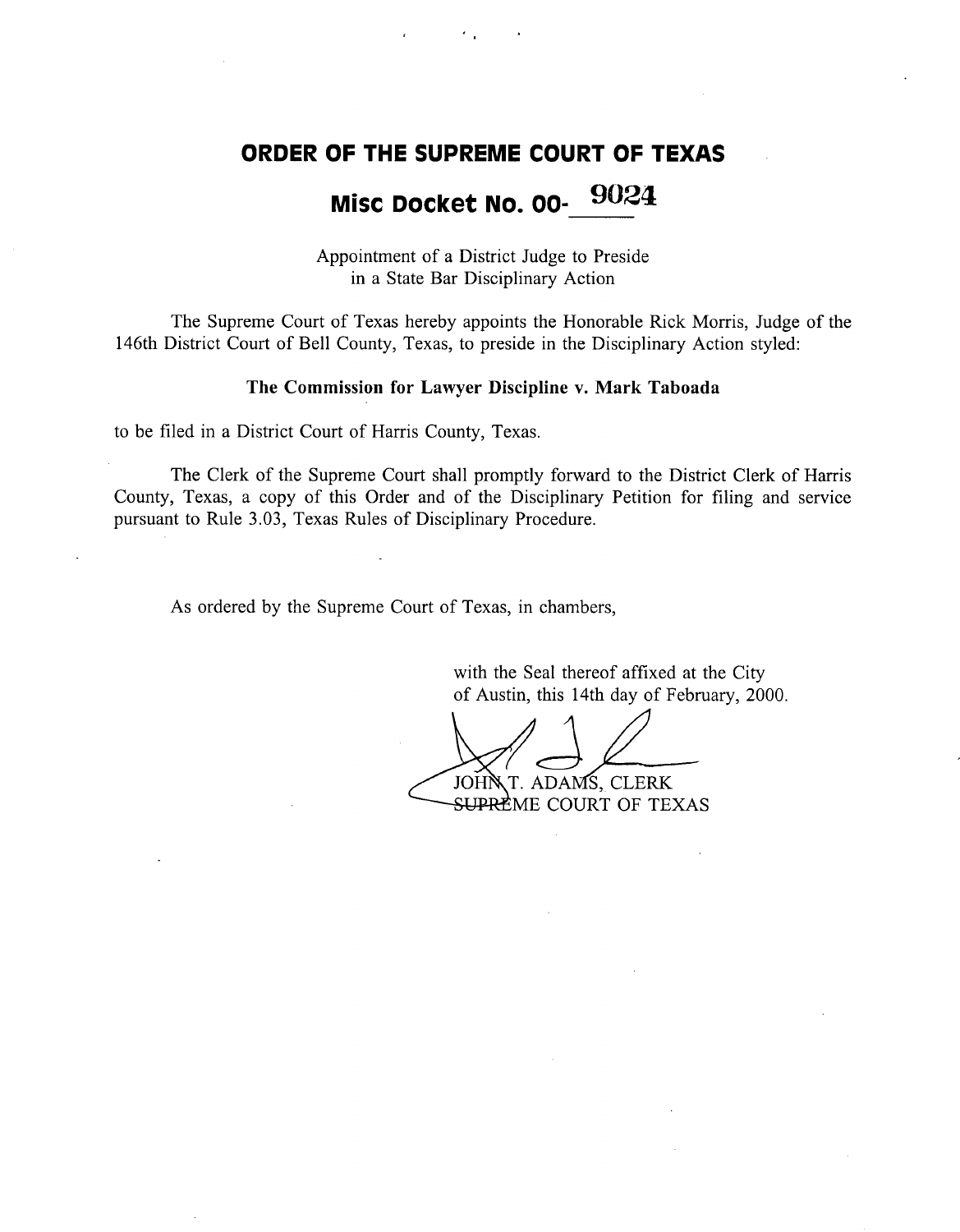# ORDER OF THE SUPREME COURT OF TEXAS

## Misc Docket No. 00-9024

Appointment of a District Judge to Preside
in a State Bar Disciplinary Action

The Supreme Court of Texas hereby appoints the Honorable Rick Morris, Judge of the 146th District Court of Bell County, Texas, to preside in the Disciplinary Action styled:

**The Commission for Lawyer Discipline v. Mark Taboada**

to be filed in a District Court of Harris County, Texas.

The Clerk of the Supreme Court shall promptly forward to the District Clerk of Harris County, Texas, a copy of this Order and of the Disciplinary Petition for filing and service pursuant to Rule 3.03, Texas Rules of Disciplinary Procedure.

As ordered by the Supreme Court of Texas, in chambers,

with the Seal thereof affixed at the City of Austin, this 14th day of February, 2000.

JOHN T. ADAMS, CLERK
SUPREME COURT OF TEXAS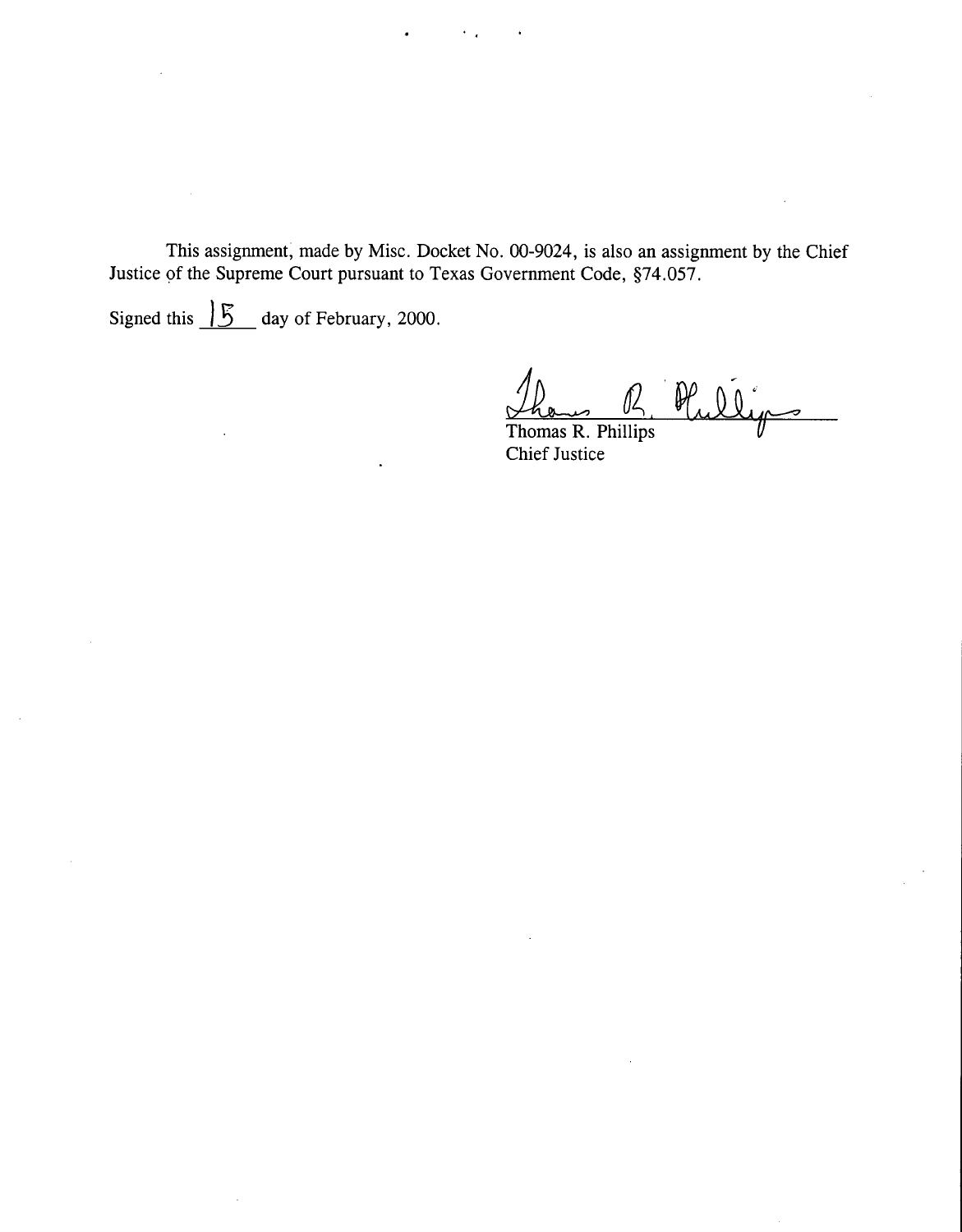This assignment, made by Misc. Docket No. 00-9024, is also an assignment by the Chief Justice of the Supreme Court pursuant to Texas Government Code, §74.057.

Signed this 15 day of February, 2000.

Thomas R. Phillips
Chief Justice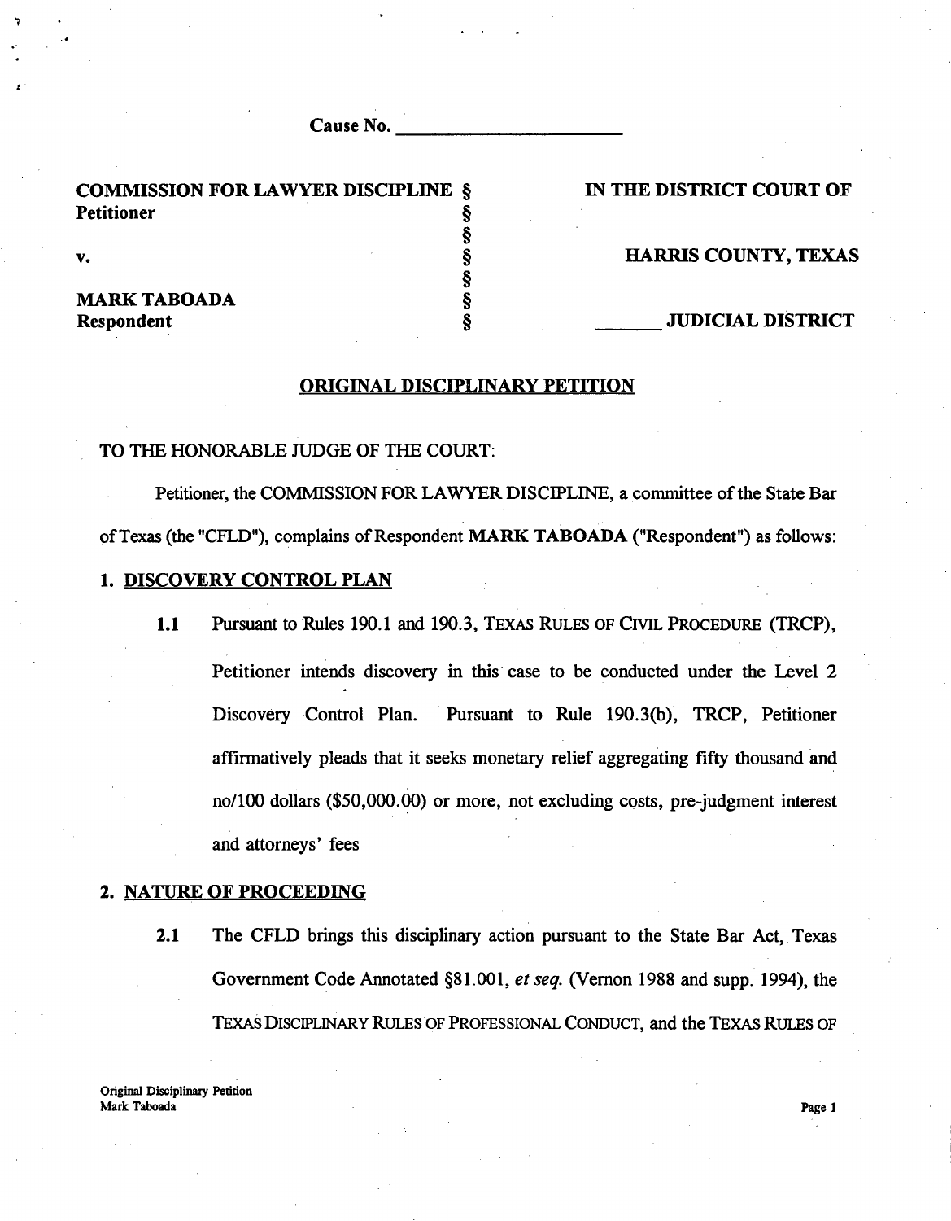Cause No. ______________________

| | | |
|---|---|---|
| **COMMISSION FOR LAWYER DISCIPLINE** | § | **IN THE DISTRICT COURT OF** |
| **Petitioner** | § | |
| | § | |
| **v.** | § | **HARRIS COUNTY, TEXAS** |
| | § | |
| **MARK TABOADA** | § | |
| **Respondent** | § | **_______ JUDICIAL DISTRICT** |

## ORIGINAL DISCIPLINARY PETITION

TO THE HONORABLE JUDGE OF THE COURT:

Petitioner, the COMMISSION FOR LAWYER DISCIPLINE, a committee of the State Bar of Texas (the "CFLD"), complains of Respondent **MARK TABOADA** ("Respondent") as follows:

### 1. DISCOVERY CONTROL PLAN

**1.1** Pursuant to Rules 190.1 and 190.3, TEXAS RULES OF CIVIL PROCEDURE (TRCP), Petitioner intends discovery in this case to be conducted under the Level 2 Discovery Control Plan. Pursuant to Rule 190.3(b), TRCP, Petitioner affirmatively pleads that it seeks monetary relief aggregating fifty thousand and no/100 dollars ($50,000.00) or more, not excluding costs, pre-judgment interest and attorneys' fees

### 2. NATURE OF PROCEEDING

**2.1** The CFLD brings this disciplinary action pursuant to the State Bar Act, Texas Government Code Annotated §81.001, *et seq.* (Vernon 1988 and supp. 1994), the TEXAS DISCIPLINARY RULES OF PROFESSIONAL CONDUCT, and the TEXAS RULES OF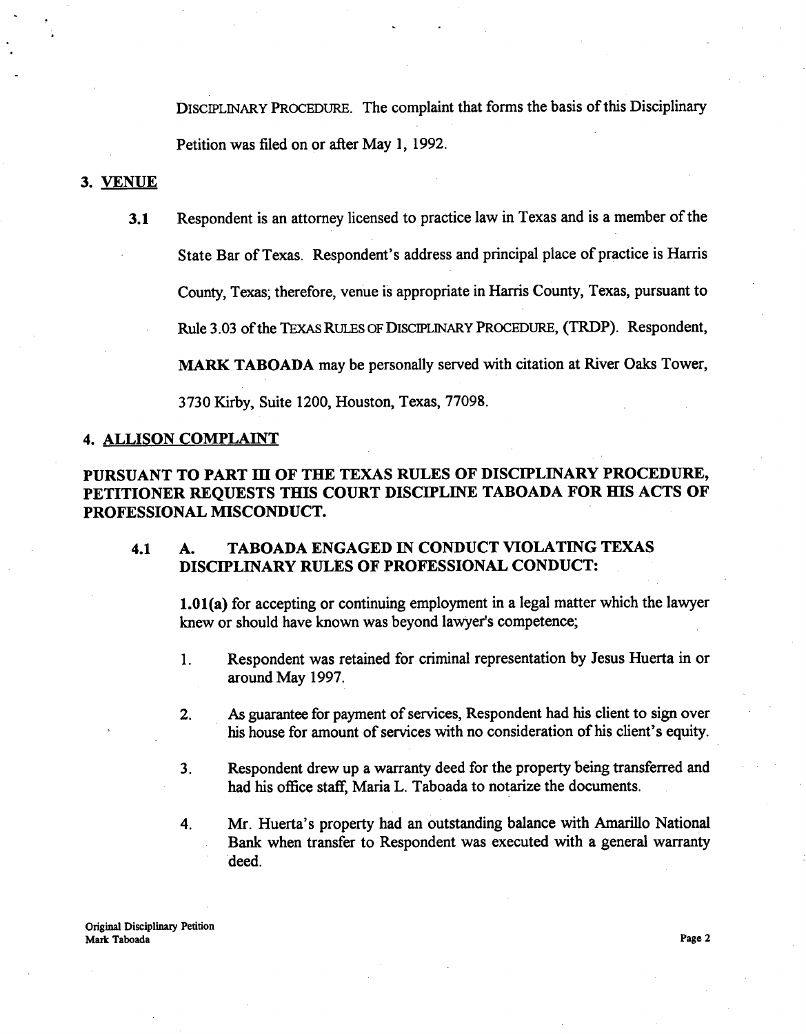DISCIPLINARY PROCEDURE. The complaint that forms the basis of this Disciplinary Petition was filed on or after May 1, 1992.

## 3. VENUE

**3.1** Respondent is an attorney licensed to practice law in Texas and is a member of the State Bar of Texas. Respondent's address and principal place of practice is Harris County, Texas; therefore, venue is appropriate in Harris County, Texas, pursuant to Rule 3.03 of the TEXAS RULES OF DISCIPLINARY PROCEDURE, (TRDP). Respondent, **MARK TABOADA** may be personally served with citation at River Oaks Tower, 3730 Kirby, Suite 1200, Houston, Texas, 77098.

## 4. ALLISON COMPLAINT

**PURSUANT TO PART III OF THE TEXAS RULES OF DISCIPLINARY PROCEDURE, PETITIONER REQUESTS THIS COURT DISCIPLINE TABOADA FOR HIS ACTS OF PROFESSIONAL MISCONDUCT.**

**4.1 A. TABOADA ENGAGED IN CONDUCT VIOLATING TEXAS DISCIPLINARY RULES OF PROFESSIONAL CONDUCT:**

**1.01(a)** for accepting or continuing employment in a legal matter which the lawyer knew or should have known was beyond lawyer's competence;

1. Respondent was retained for criminal representation by Jesus Huerta in or around May 1997.

2. As guarantee for payment of services, Respondent had his client to sign over his house for amount of services with no consideration of his client's equity.

3. Respondent drew up a warranty deed for the property being transferred and had his office staff, Maria L. Taboada to notarize the documents.

4. Mr. Huerta's property had an outstanding balance with Amarillo National Bank when transfer to Respondent was executed with a general warranty deed.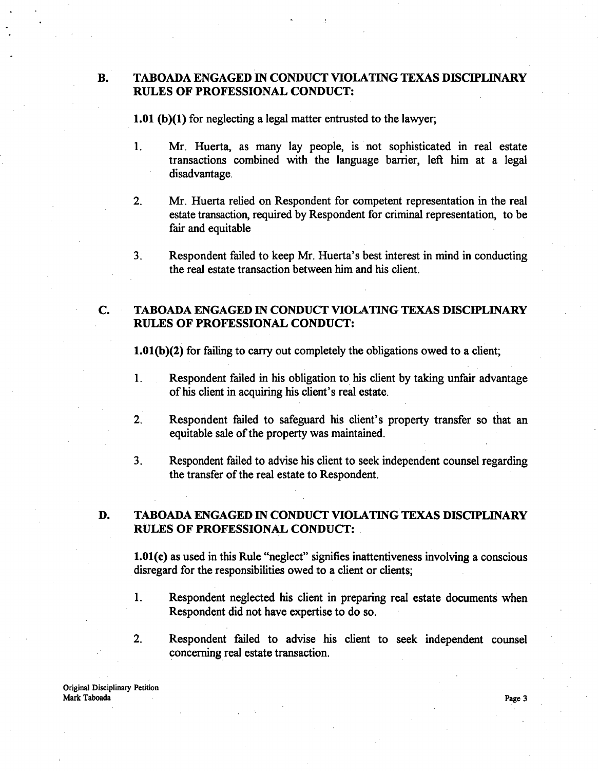## B. TABOADA ENGAGED IN CONDUCT VIOLATING TEXAS DISCIPLINARY RULES OF PROFESSIONAL CONDUCT:

**1.01 (b)(1)** for neglecting a legal matter entrusted to the lawyer;

1. Mr. Huerta, as many lay people, is not sophisticated in real estate transactions combined with the language barrier, left him at a legal disadvantage.

2. Mr. Huerta relied on Respondent for competent representation in the real estate transaction, required by Respondent for criminal representation, to be fair and equitable

3. Respondent failed to keep Mr. Huerta's best interest in mind in conducting the real estate transaction between him and his client.

## C. TABOADA ENGAGED IN CONDUCT VIOLATING TEXAS DISCIPLINARY RULES OF PROFESSIONAL CONDUCT:

**1.01(b)(2)** for failing to carry out completely the obligations owed to a client;

1. Respondent failed in his obligation to his client by taking unfair advantage of his client in acquiring his client's real estate.

2. Respondent failed to safeguard his client's property transfer so that an equitable sale of the property was maintained.

3. Respondent failed to advise his client to seek independent counsel regarding the transfer of the real estate to Respondent.

## D. TABOADA ENGAGED IN CONDUCT VIOLATING TEXAS DISCIPLINARY RULES OF PROFESSIONAL CONDUCT:

**1.01(c)** as used in this Rule "neglect" signifies inattentiveness involving a conscious disregard for the responsibilities owed to a client or clients;

1. Respondent neglected his client in preparing real estate documents when Respondent did not have expertise to do so.

2. Respondent failed to advise his client to seek independent counsel concerning real estate transaction.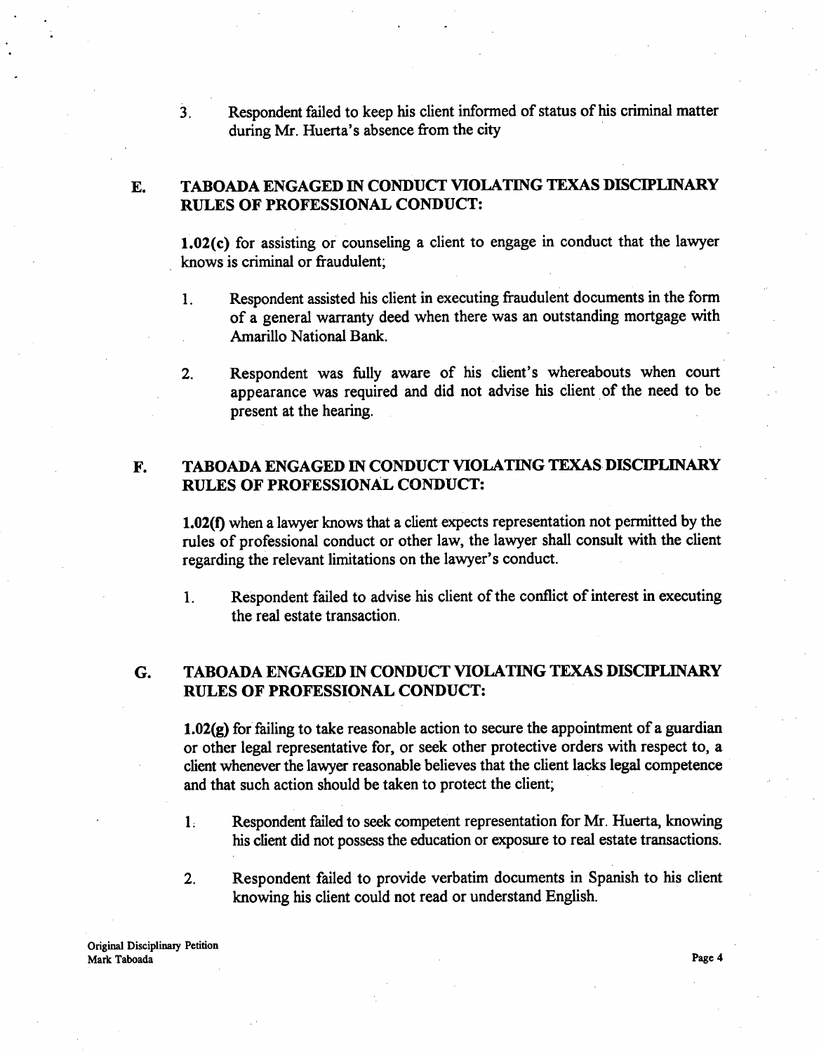3. Respondent failed to keep his client informed of status of his criminal matter during Mr. Huerta's absence from the city

## E. TABOADA ENGAGED IN CONDUCT VIOLATING TEXAS DISCIPLINARY RULES OF PROFESSIONAL CONDUCT:

**1.02(c)** for assisting or counseling a client to engage in conduct that the lawyer knows is criminal or fraudulent;

1. Respondent assisted his client in executing fraudulent documents in the form of a general warranty deed when there was an outstanding mortgage with Amarillo National Bank.

2. Respondent was fully aware of his client's whereabouts when court appearance was required and did not advise his client of the need to be present at the hearing.

## F. TABOADA ENGAGED IN CONDUCT VIOLATING TEXAS DISCIPLINARY RULES OF PROFESSIONAL CONDUCT:

**1.02(f)** when a lawyer knows that a client expects representation not permitted by the rules of professional conduct or other law, the lawyer shall consult with the client regarding the relevant limitations on the lawyer's conduct.

1. Respondent failed to advise his client of the conflict of interest in executing the real estate transaction.

## G. TABOADA ENGAGED IN CONDUCT VIOLATING TEXAS DISCIPLINARY RULES OF PROFESSIONAL CONDUCT:

**1.02(g)** for failing to take reasonable action to secure the appointment of a guardian or other legal representative for, or seek other protective orders with respect to, a client whenever the lawyer reasonable believes that the client lacks legal competence and that such action should be taken to protect the client;

1. Respondent failed to seek competent representation for Mr. Huerta, knowing his client did not possess the education or exposure to real estate transactions.

2. Respondent failed to provide verbatim documents in Spanish to his client knowing his client could not read or understand English.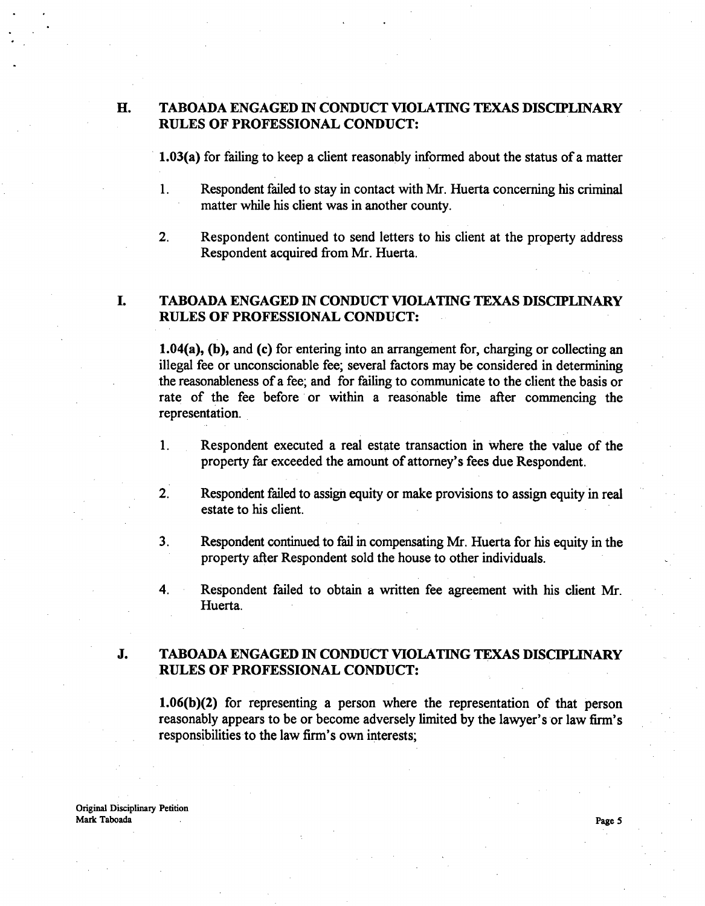## H. TABOADA ENGAGED IN CONDUCT VIOLATING TEXAS DISCIPLINARY RULES OF PROFESSIONAL CONDUCT:

**1.03(a)** for failing to keep a client reasonably informed about the status of a matter

1. Respondent failed to stay in contact with Mr. Huerta concerning his criminal matter while his client was in another county.

2. Respondent continued to send letters to his client at the property address Respondent acquired from Mr. Huerta.

## I. TABOADA ENGAGED IN CONDUCT VIOLATING TEXAS DISCIPLINARY RULES OF PROFESSIONAL CONDUCT:

**1.04(a), (b),** and **(c)** for entering into an arrangement for, charging or collecting an illegal fee or unconscionable fee; several factors may be considered in determining the reasonableness of a fee; and for failing to communicate to the client the basis or rate of the fee before or within a reasonable time after commencing the representation.

1. Respondent executed a real estate transaction in where the value of the property far exceeded the amount of attorney's fees due Respondent.

2. Respondent failed to assign equity or make provisions to assign equity in real estate to his client.

3. Respondent continued to fail in compensating Mr. Huerta for his equity in the property after Respondent sold the house to other individuals.

4. Respondent failed to obtain a written fee agreement with his client Mr. Huerta.

## J. TABOADA ENGAGED IN CONDUCT VIOLATING TEXAS DISCIPLINARY RULES OF PROFESSIONAL CONDUCT:

**1.06(b)(2)** for representing a person where the representation of that person reasonably appears to be or become adversely limited by the lawyer's or law firm's responsibilities to the law firm's own interests;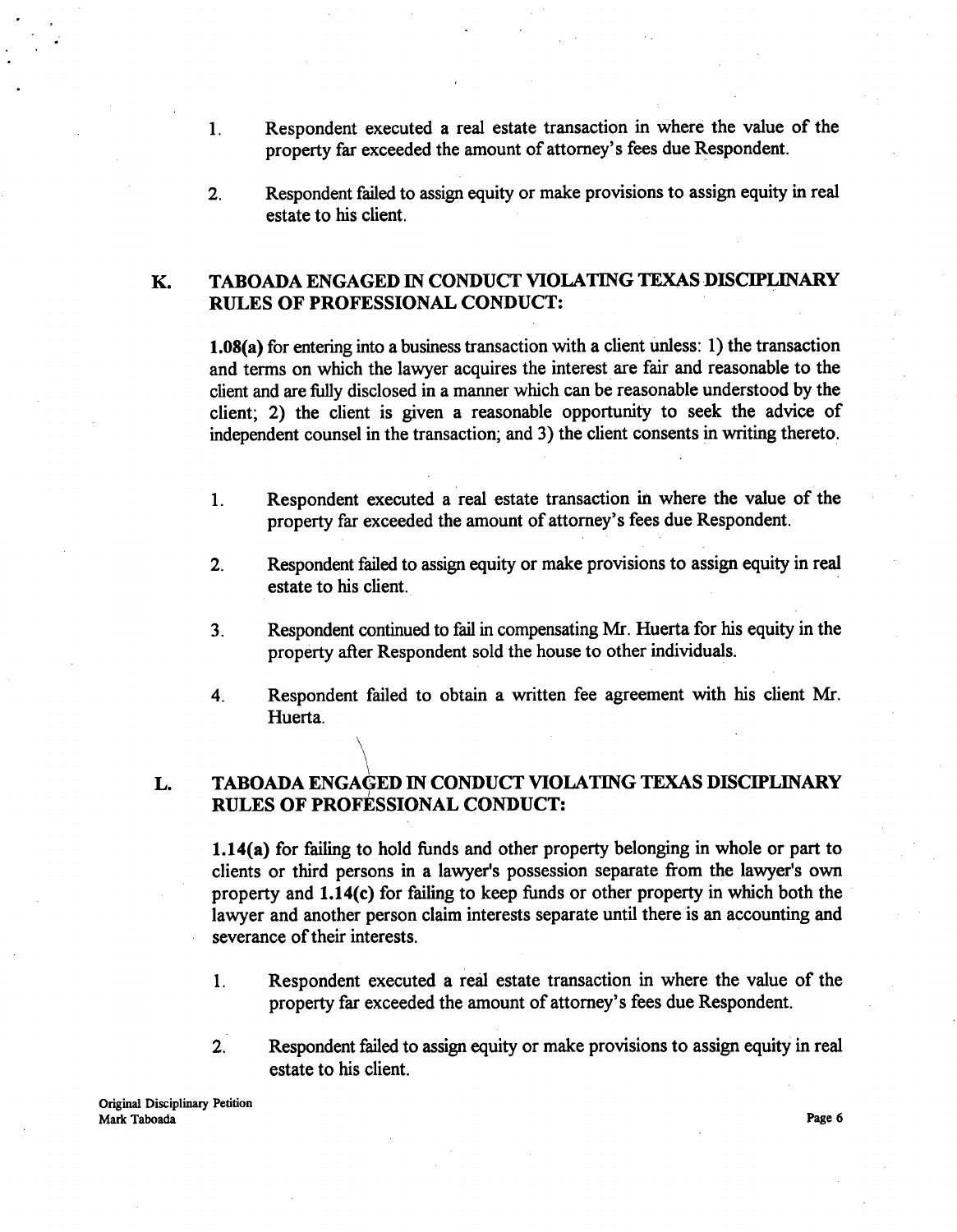1. Respondent executed a real estate transaction in where the value of the property far exceeded the amount of attorney's fees due Respondent.

2. Respondent failed to assign equity or make provisions to assign equity in real estate to his client.

## K. TABOADA ENGAGED IN CONDUCT VIOLATING TEXAS DISCIPLINARY RULES OF PROFESSIONAL CONDUCT:

**1.08(a)** for entering into a business transaction with a client unless: 1) the transaction and terms on which the lawyer acquires the interest are fair and reasonable to the client and are fully disclosed in a manner which can be reasonable understood by the client; 2) the client is given a reasonable opportunity to seek the advice of independent counsel in the transaction; and 3) the client consents in writing thereto.

1. Respondent executed a real estate transaction in where the value of the property far exceeded the amount of attorney's fees due Respondent.

2. Respondent failed to assign equity or make provisions to assign equity in real estate to his client.

3. Respondent continued to fail in compensating Mr. Huerta for his equity in the property after Respondent sold the house to other individuals.

4. Respondent failed to obtain a written fee agreement with his client Mr. Huerta.

## L. TABOADA ENGAGED IN CONDUCT VIOLATING TEXAS DISCIPLINARY RULES OF PROFESSIONAL CONDUCT:

**1.14(a)** for failing to hold funds and other property belonging in whole or part to clients or third persons in a lawyer's possession separate from the lawyer's own property and **1.14(c)** for failing to keep funds or other property in which both the lawyer and another person claim interests separate until there is an accounting and severance of their interests.

1. Respondent executed a real estate transaction in where the value of the property far exceeded the amount of attorney's fees due Respondent.

2. Respondent failed to assign equity or make provisions to assign equity in real estate to his client.

Original Disciplinary Petition
Mark Taboada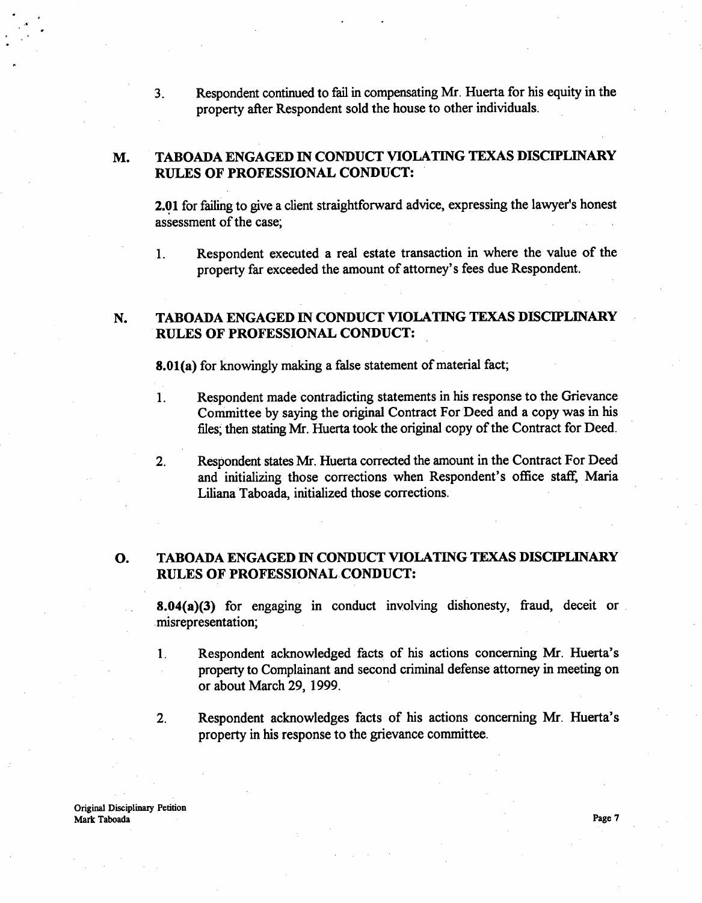3. Respondent continued to fail in compensating Mr. Huerta for his equity in the property after Respondent sold the house to other individuals.

## M. TABOADA ENGAGED IN CONDUCT VIOLATING TEXAS DISCIPLINARY RULES OF PROFESSIONAL CONDUCT:

**2.01** for failing to give a client straightforward advice, expressing the lawyer's honest assessment of the case;

1. Respondent executed a real estate transaction in where the value of the property far exceeded the amount of attorney's fees due Respondent.

## N. TABOADA ENGAGED IN CONDUCT VIOLATING TEXAS DISCIPLINARY RULES OF PROFESSIONAL CONDUCT:

**8.01(a)** for knowingly making a false statement of material fact;

1. Respondent made contradicting statements in his response to the Grievance Committee by saying the original Contract For Deed and a copy was in his files; then stating Mr. Huerta took the original copy of the Contract for Deed.

2. Respondent states Mr. Huerta corrected the amount in the Contract For Deed and initializing those corrections when Respondent's office staff, Maria Liliana Taboada, initialized those corrections.

## O. TABOADA ENGAGED IN CONDUCT VIOLATING TEXAS DISCIPLINARY RULES OF PROFESSIONAL CONDUCT:

**8.04(a)(3)** for engaging in conduct involving dishonesty, fraud, deceit or misrepresentation;

1. Respondent acknowledged facts of his actions concerning Mr. Huerta's property to Complainant and second criminal defense attorney in meeting on or about March 29, 1999.

2. Respondent acknowledges facts of his actions concerning Mr. Huerta's property in his response to the grievance committee.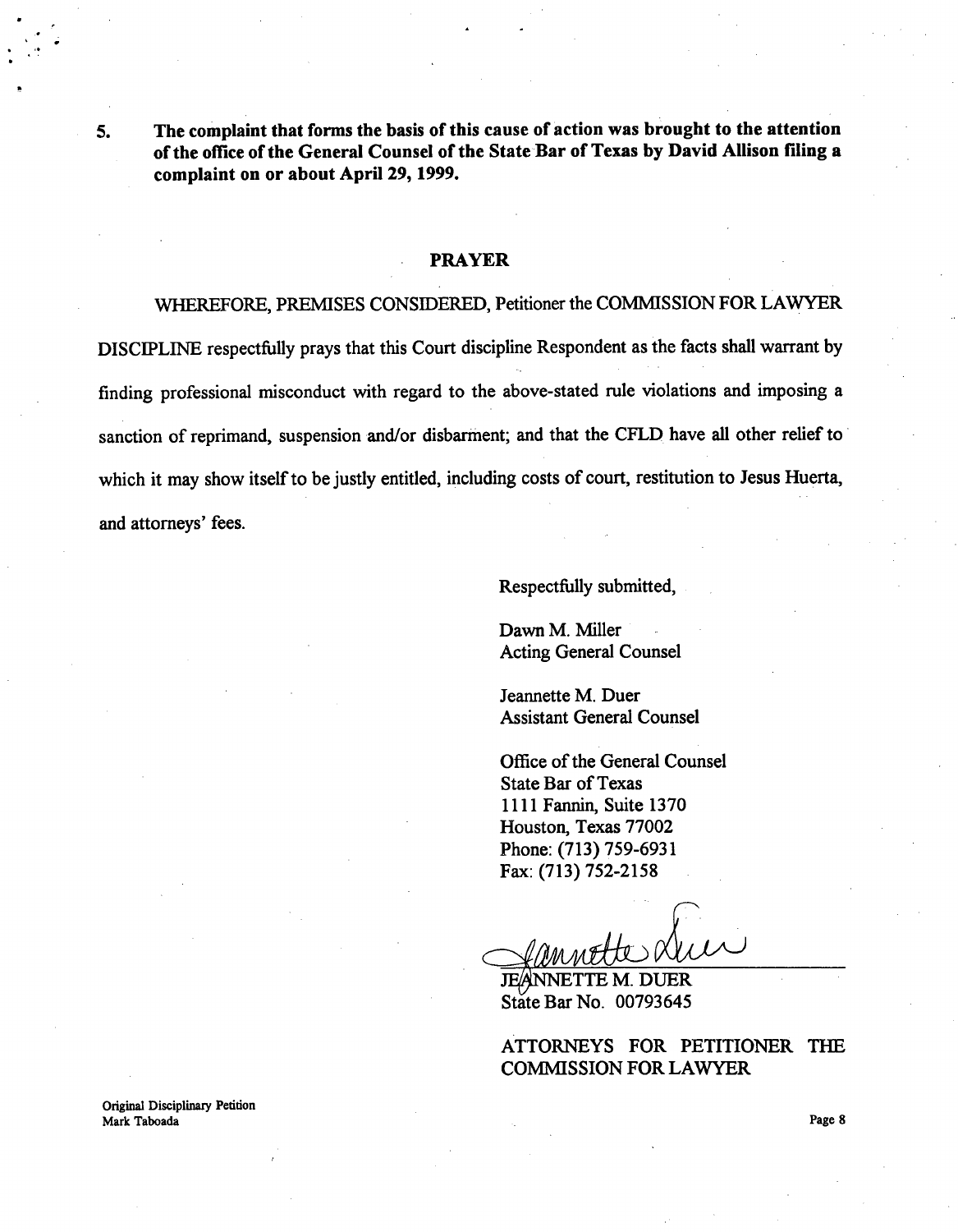5. **The complaint that forms the basis of this cause of action was brought to the attention of the office of the General Counsel of the State Bar of Texas by David Allison filing a complaint on or about April 29, 1999.**

## PRAYER

WHEREFORE, PREMISES CONSIDERED, Petitioner the COMMISSION FOR LAWYER DISCIPLINE respectfully prays that this Court discipline Respondent as the facts shall warrant by finding professional misconduct with regard to the above-stated rule violations and imposing a sanction of reprimand, suspension and/or disbarment; and that the CFLD have all other relief to which it may show itself to be justly entitled, including costs of court, restitution to Jesus Huerta, and attorneys' fees.

Respectfully submitted,

Dawn M. Miller
Acting General Counsel

Jeannette M. Duer
Assistant General Counsel

Office of the General Counsel
State Bar of Texas
1111 Fannin, Suite 1370
Houston, Texas 77002
Phone: (713) 759-6931
Fax: (713) 752-2158

JEANNETTE M. DUER
State Bar No. 00793645

ATTORNEYS FOR PETITIONER THE COMMISSION FOR LAWYER

Original Disciplinary Petition
Mark Taboada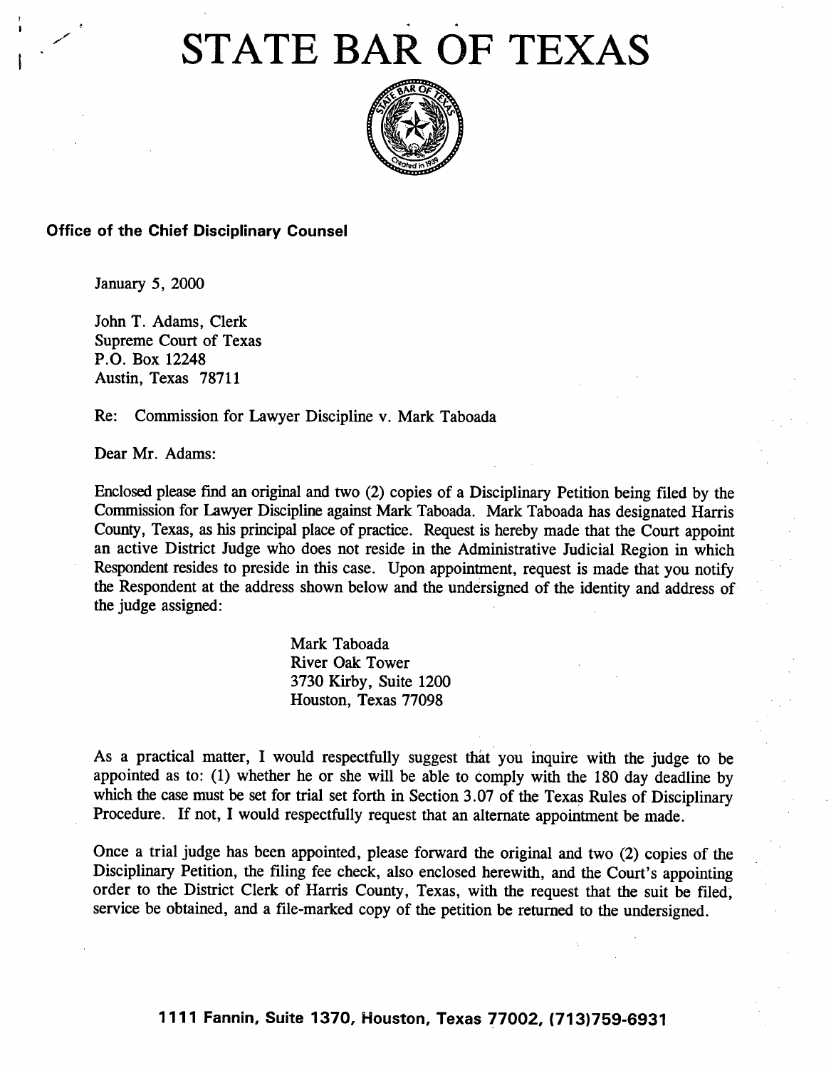# STATE BAR OF TEXAS

**Office of the Chief Disciplinary Counsel**

January 5, 2000

John T. Adams, Clerk
Supreme Court of Texas
P.O. Box 12248
Austin, Texas 78711

Re: Commission for Lawyer Discipline v. Mark Taboada

Dear Mr. Adams:

Enclosed please find an original and two (2) copies of a Disciplinary Petition being filed by the Commission for Lawyer Discipline against Mark Taboada. Mark Taboada has designated Harris County, Texas, as his principal place of practice. Request is hereby made that the Court appoint an active District Judge who does not reside in the Administrative Judicial Region in which Respondent resides to preside in this case. Upon appointment, request is made that you notify the Respondent at the address shown below and the undersigned of the identity and address of the judge assigned:

Mark Taboada
River Oak Tower
3730 Kirby, Suite 1200
Houston, Texas 77098

As a practical matter, I would respectfully suggest that you inquire with the judge to be appointed as to: (1) whether he or she will be able to comply with the 180 day deadline by which the case must be set for trial set forth in Section 3.07 of the Texas Rules of Disciplinary Procedure. If not, I would respectfully request that an alternate appointment be made.

Once a trial judge has been appointed, please forward the original and two (2) copies of the Disciplinary Petition, the filing fee check, also enclosed herewith, and the Court's appointing order to the District Clerk of Harris County, Texas, with the request that the suit be filed, service be obtained, and a file-marked copy of the petition be returned to the undersigned.

**1111 Fannin, Suite 1370, Houston, Texas 77002, (713)759-6931**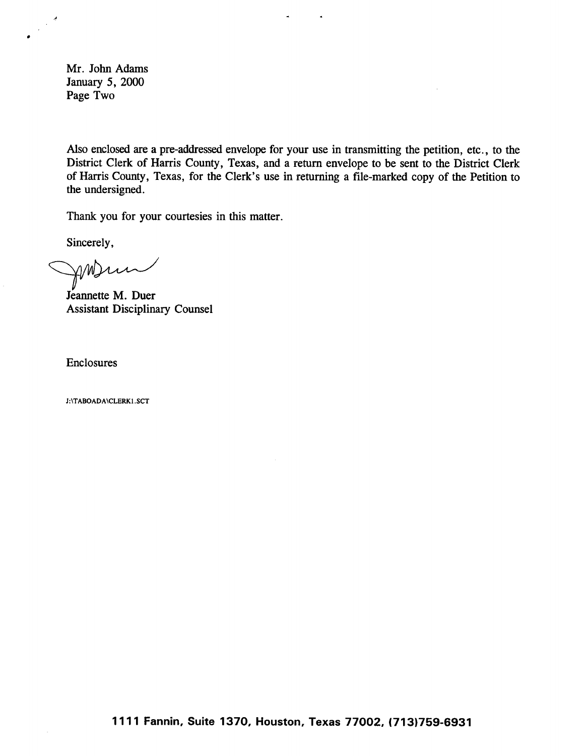Mr. John Adams
January 5, 2000
Page Two

Also enclosed are a pre-addressed envelope for your use in transmitting the petition, etc., to the District Clerk of Harris County, Texas, and a return envelope to be sent to the District Clerk of Harris County, Texas, for the Clerk's use in returning a file-marked copy of the Petition to the undersigned.

Thank you for your courtesies in this matter.

Sincerely,

Jeannette M. Duer
Assistant Disciplinary Counsel

Enclosures

J:\TABOADA\CLERK1.SCT

**1111 Fannin, Suite 1370, Houston, Texas 77002, (713)759-6931**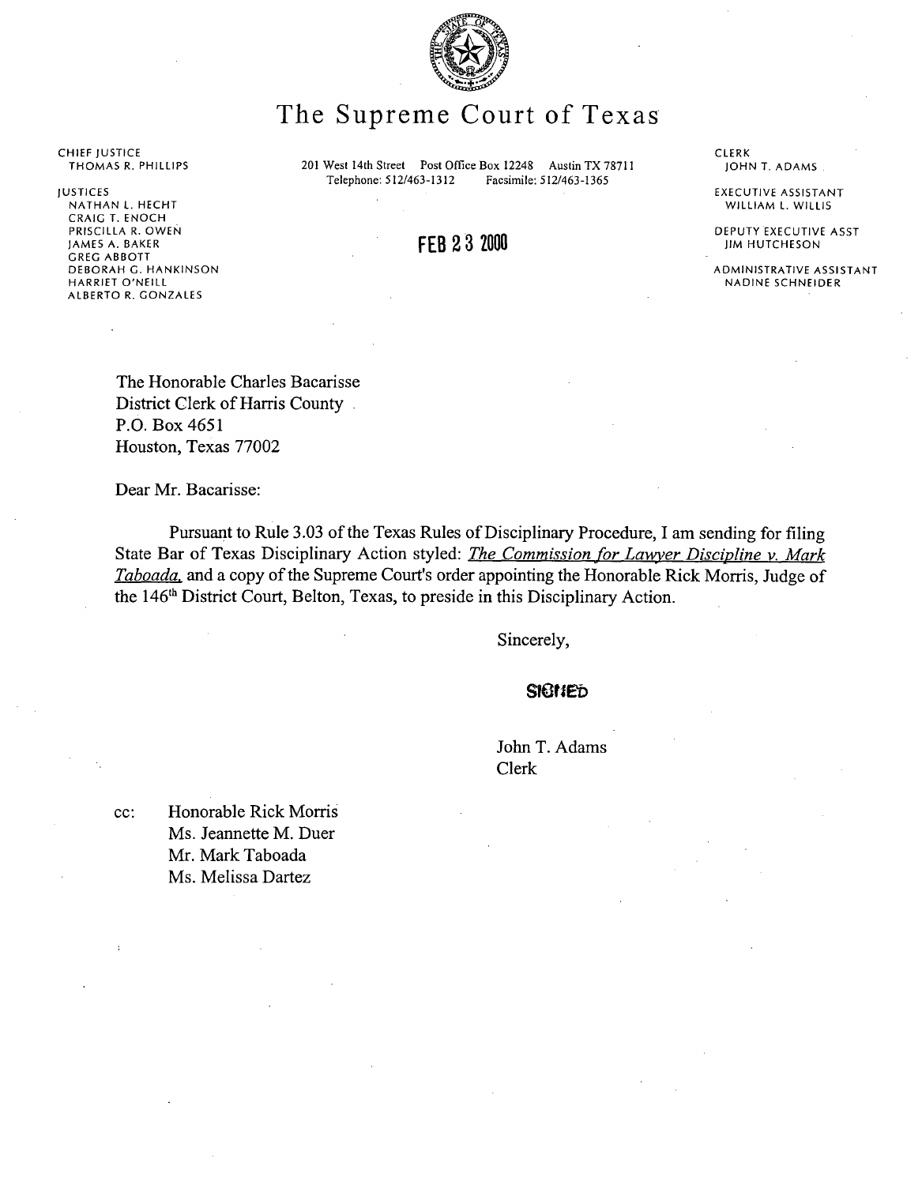# The Supreme Court of Texas

CHIEF JUSTICE
THOMAS R. PHILLIPS

JUSTICES
NATHAN L. HECHT
CRAIG T. ENOCH
PRISCILLA R. OWEN
JAMES A. BAKER
GREG ABBOTT
DEBORAH G. HANKINSON
HARRIET O'NEILL
ALBERTO R. GONZALES

201 West 14th Street Post Office Box 12248 Austin TX 78711
Telephone: 512/463-1312 Facsimile: 512/463-1365

CLERK
JOHN T. ADAMS

EXECUTIVE ASSISTANT
WILLIAM L. WILLIS

DEPUTY EXECUTIVE ASST
JIM HUTCHESON

ADMINISTRATIVE ASSISTANT
NADINE SCHNEIDER

FEB 23 2000

The Honorable Charles Bacarisse
District Clerk of Harris County
P.O. Box 4651
Houston, Texas 77002

Dear Mr. Bacarisse:

Pursuant to Rule 3.03 of the Texas Rules of Disciplinary Procedure, I am sending for filing State Bar of Texas Disciplinary Action styled: *The Commission for Lawyer Discipline v. Mark Taboada,* and a copy of the Supreme Court's order appointing the Honorable Rick Morris, Judge of the 146th District Court, Belton, Texas, to preside in this Disciplinary Action.

Sincerely,

SIGNED

John T. Adams
Clerk

cc: Honorable Rick Morris
Ms. Jeannette M. Duer
Mr. Mark Taboada
Ms. Melissa Dartez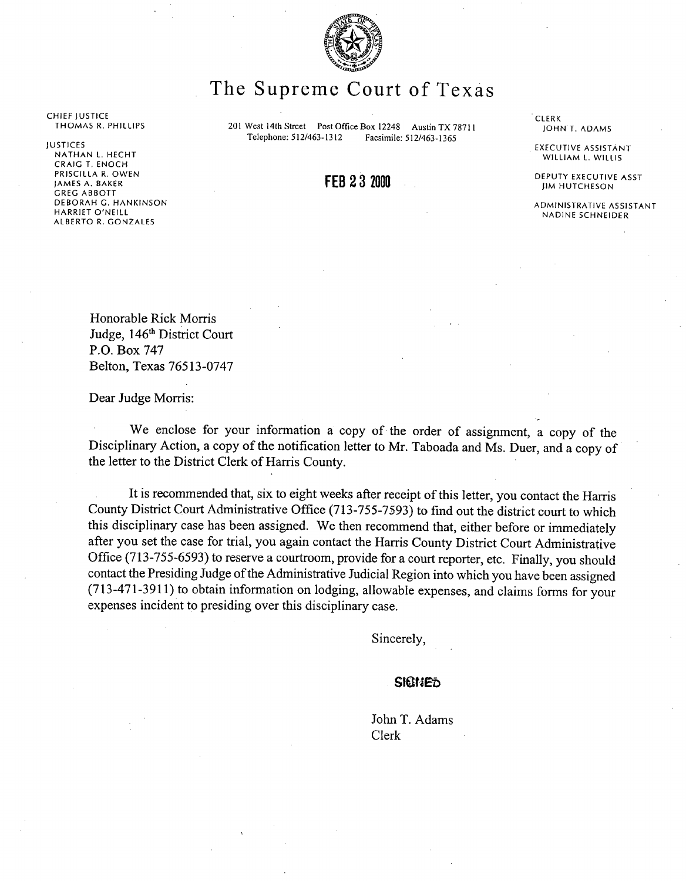# The Supreme Court of Texas

CHIEF JUSTICE
THOMAS R. PHILLIPS

JUSTICES
NATHAN L. HECHT
CRAIG T. ENOCH
PRISCILLA R. OWEN
JAMES A. BAKER
GREG ABBOTT
DEBORAH G. HANKINSON
HARRIET O'NEILL
ALBERTO R. GONZALES

201 West 14th Street Post Office Box 12248 Austin TX 78711
Telephone: 512/463-1312 Facsimile: 512/463-1365

CLERK
JOHN T. ADAMS

EXECUTIVE ASSISTANT
WILLIAM L. WILLIS

DEPUTY EXECUTIVE ASST
JIM HUTCHESON

ADMINISTRATIVE ASSISTANT
NADINE SCHNEIDER

FEB 23 2000

Honorable Rick Morris
Judge, 146th District Court
P.O. Box 747
Belton, Texas 76513-0747

Dear Judge Morris:

We enclose for your information a copy of the order of assignment, a copy of the Disciplinary Action, a copy of the notification letter to Mr. Taboada and Ms. Duer, and a copy of the letter to the District Clerk of Harris County.

It is recommended that, six to eight weeks after receipt of this letter, you contact the Harris County District Court Administrative Office (713-755-7593) to find out the district court to which this disciplinary case has been assigned. We then recommend that, either before or immediately after you set the case for trial, you again contact the Harris County District Court Administrative Office (713-755-6593) to reserve a courtroom, provide for a court reporter, etc. Finally, you should contact the Presiding Judge of the Administrative Judicial Region into which you have been assigned (713-471-3911) to obtain information on lodging, allowable expenses, and claims forms for your expenses incident to presiding over this disciplinary case.

Sincerely,

SIGNED

John T. Adams
Clerk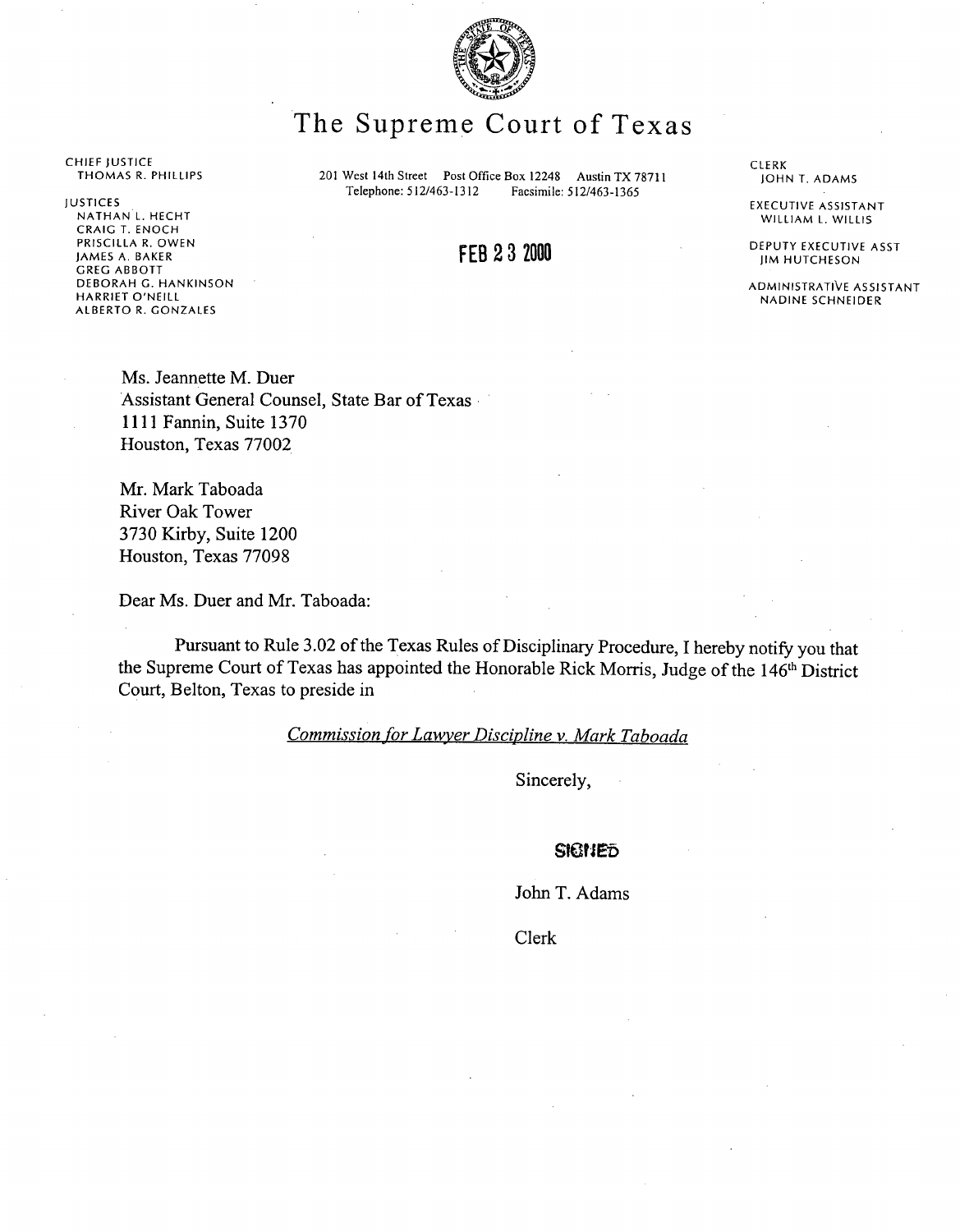# The Supreme Court of Texas

CHIEF JUSTICE
THOMAS R. PHILLIPS

JUSTICES
NATHAN L. HECHT
CRAIG T. ENOCH
PRISCILLA R. OWEN
JAMES A. BAKER
GREG ABBOTT
DEBORAH G. HANKINSON
HARRIET O'NEILL
ALBERTO R. GONZALES

201 West 14th Street Post Office Box 12248 Austin TX 78711
Telephone: 512/463-1312 Facsimile: 512/463-1365

CLERK
JOHN T. ADAMS

EXECUTIVE ASSISTANT
WILLIAM L. WILLIS

DEPUTY EXECUTIVE ASST
JIM HUTCHESON

ADMINISTRATIVE ASSISTANT
NADINE SCHNEIDER

**FEB 23 2000**

Ms. Jeannette M. Duer
Assistant General Counsel, State Bar of Texas
1111 Fannin, Suite 1370
Houston, Texas 77002

Mr. Mark Taboada
River Oak Tower
3730 Kirby, Suite 1200
Houston, Texas 77098

Dear Ms. Duer and Mr. Taboada:

Pursuant to Rule 3.02 of the Texas Rules of Disciplinary Procedure, I hereby notify you that the Supreme Court of Texas has appointed the Honorable Rick Morris, Judge of the 146th District Court, Belton, Texas to preside in

*Commission for Lawyer Discipline v. Mark Taboada*

Sincerely,

SIGNED

John T. Adams

Clerk